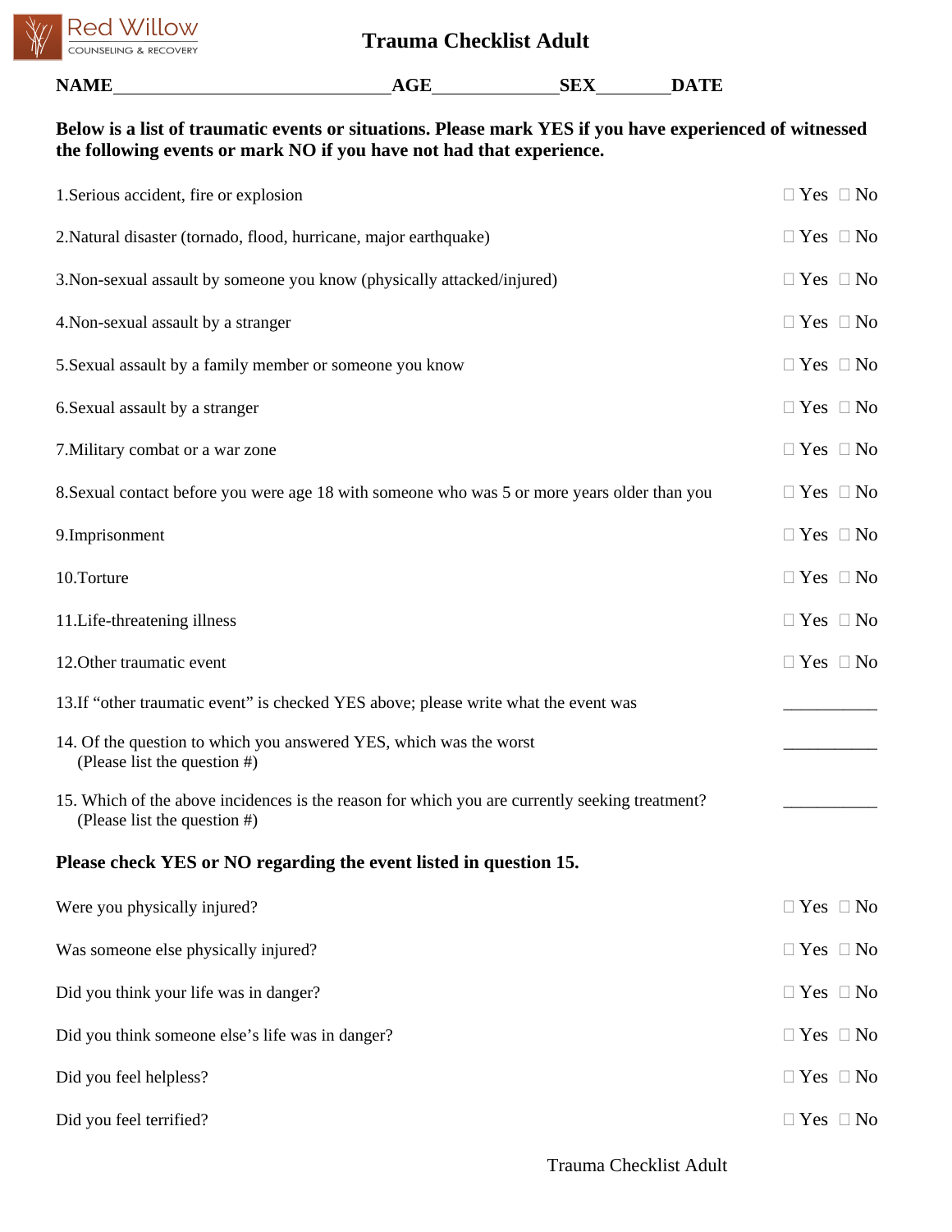Red Willow
COUNSELING & RECOVERY

# Trauma Checklist Adult

**NAME**\_\_\_\_\_\_\_\_\_\_\_\_\_\_\_\_\_\_\_\_\_\_\_\_\_\_\_\_\_\_ **AGE**\_\_\_\_\_\_\_\_\_\_\_\_\_ **SEX**\_\_\_\_\_\_\_\_ **DATE**

**Below is a list of traumatic events or situations. Please mark YES if you have experienced of witnessed the following events or mark NO if you have not had that experience.**

| | |
|---|---|
| 1.Serious accident, fire or explosion | ☐ Yes ☐ No |
| 2.Natural disaster (tornado, flood, hurricane, major earthquake) | ☐ Yes ☐ No |
| 3.Non-sexual assault by someone you know (physically attacked/injured) | ☐ Yes ☐ No |
| 4.Non-sexual assault by a stranger | ☐ Yes ☐ No |
| 5.Sexual assault by a family member or someone you know | ☐ Yes ☐ No |
| 6.Sexual assault by a stranger | ☐ Yes ☐ No |
| 7.Military combat or a war zone | ☐ Yes ☐ No |
| 8.Sexual contact before you were age 18 with someone who was 5 or more years older than you | ☐ Yes ☐ No |
| 9.Imprisonment | ☐ Yes ☐ No |
| 10.Torture | ☐ Yes ☐ No |
| 11.Life-threatening illness | ☐ Yes ☐ No |
| 12.Other traumatic event | ☐ Yes ☐ No |
| 13.If "other traumatic event" is checked YES above; please write what the event was | \_\_\_\_\_\_\_\_\_\_\_ |
| 14. Of the question to which you answered YES, which was the worst (Please list the question #) | \_\_\_\_\_\_\_\_\_\_\_ |
| 15. Which of the above incidences is the reason for which you are currently seeking treatment? (Please list the question #) | \_\_\_\_\_\_\_\_\_\_\_ |

**Please check YES or NO regarding the event listed in question 15.**

| | |
|---|---|
| Were you physically injured? | ☐ Yes ☐ No |
| Was someone else physically injured? | ☐ Yes ☐ No |
| Did you think your life was in danger? | ☐ Yes ☐ No |
| Did you think someone else's life was in danger? | ☐ Yes ☐ No |
| Did you feel helpless? | ☐ Yes ☐ No |
| Did you feel terrified? | ☐ Yes ☐ No |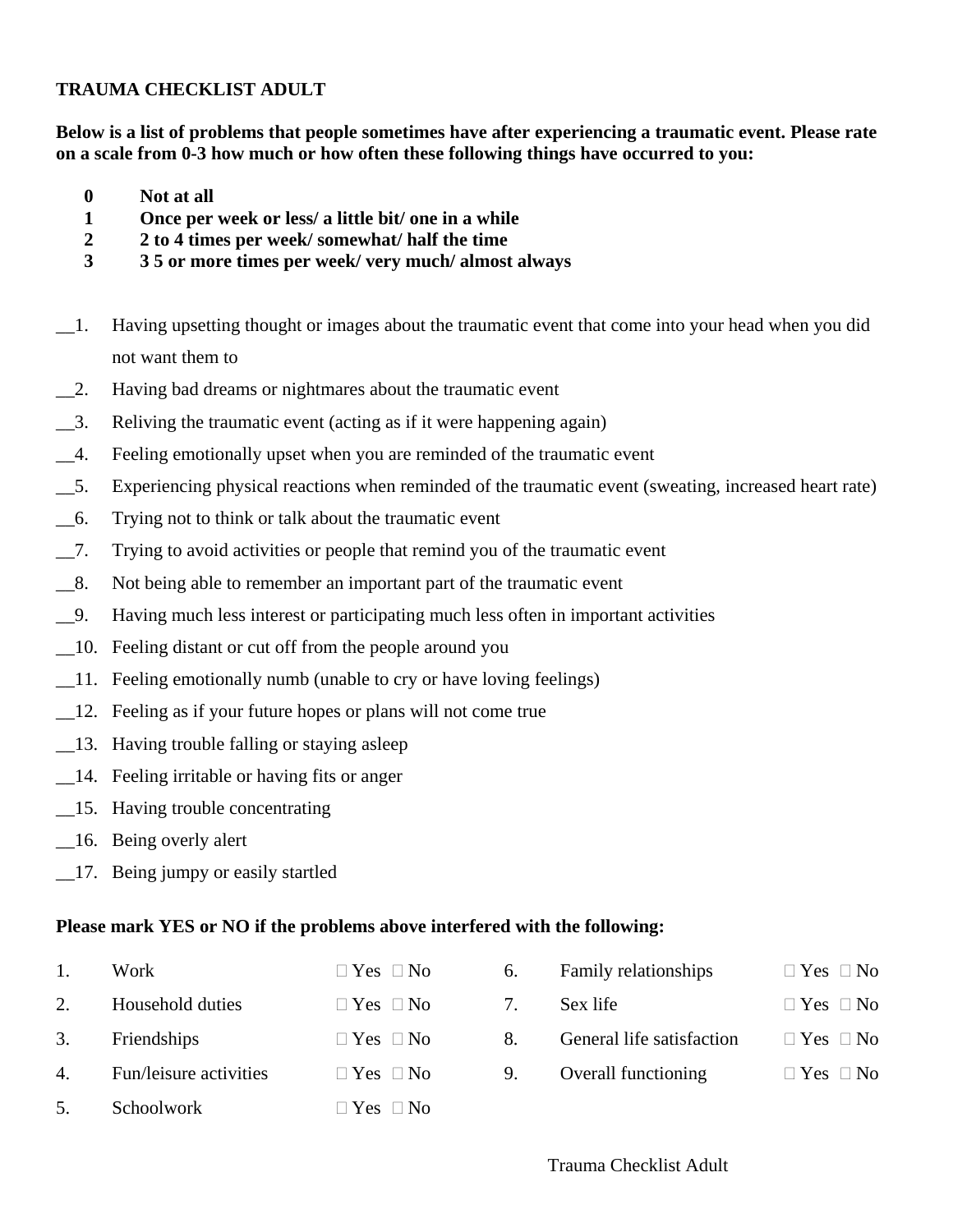**TRAUMA CHECKLIST ADULT**

**Below is a list of problems that people sometimes have after experiencing a traumatic event. Please rate on a scale from 0-3 how much or how often these following things have occurred to you:**

- **0 Not at all**
- **1 Once per week or less/ a little bit/ one in a while**
- **2 2 to 4 times per week/ somewhat/ half the time**
- **3 3 5 or more times per week/ very much/ almost always**

__1. Having upsetting thought or images about the traumatic event that come into your head when you did not want them to

__2. Having bad dreams or nightmares about the traumatic event

__3. Reliving the traumatic event (acting as if it were happening again)

__4. Feeling emotionally upset when you are reminded of the traumatic event

__5. Experiencing physical reactions when reminded of the traumatic event (sweating, increased heart rate)

__6. Trying not to think or talk about the traumatic event

__7. Trying to avoid activities or people that remind you of the traumatic event

__8. Not being able to remember an important part of the traumatic event

__9. Having much less interest or participating much less often in important activities

__10. Feeling distant or cut off from the people around you

__11. Feeling emotionally numb (unable to cry or have loving feelings)

__12. Feeling as if your future hopes or plans will not come true

__13. Having trouble falling or staying asleep

__14. Feeling irritable or having fits or anger

__15. Having trouble concentrating

__16. Being overly alert

__17. Being jumpy or easily startled

**Please mark YES or NO if the problems above interfered with the following:**

| | | | | | |
|---|---|---|---|---|---|
| 1. | Work | ☐ Yes ☐ No | 6. | Family relationships | ☐ Yes ☐ No |
| 2. | Household duties | ☐ Yes ☐ No | 7. | Sex life | ☐ Yes ☐ No |
| 3. | Friendships | ☐ Yes ☐ No | 8. | General life satisfaction | ☐ Yes ☐ No |
| 4. | Fun/leisure activities | ☐ Yes ☐ No | 9. | Overall functioning | ☐ Yes ☐ No |
| 5. | Schoolwork | ☐ Yes ☐ No | | | |